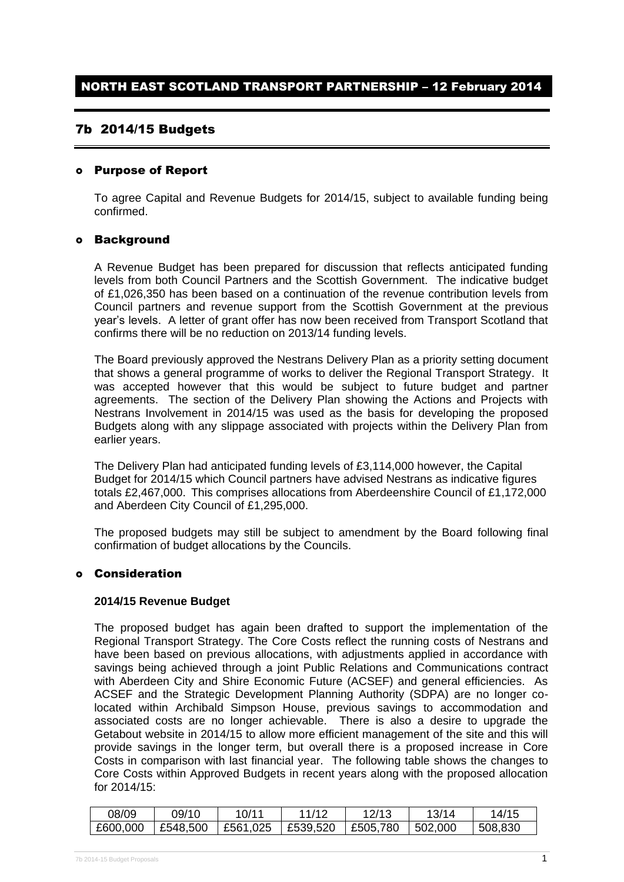# NORTH EAST SCOTLAND TRANSPORT PARTNERSHIP – 12 February 2014

## 7b 2014/15 Budgets

### Purpose of Report

To agree Capital and Revenue Budgets for 2014/15, subject to available funding being confirmed.

### Background

A Revenue Budget has been prepared for discussion that reflects anticipated funding levels from both Council Partners and the Scottish Government. The indicative budget of £1,026,350 has been based on a continuation of the revenue contribution levels from Council partners and revenue support from the Scottish Government at the previous year's levels. A letter of grant offer has now been received from Transport Scotland that confirms there will be no reduction on 2013/14 funding levels.

The Board previously approved the Nestrans Delivery Plan as a priority setting document that shows a general programme of works to deliver the Regional Transport Strategy. It was accepted however that this would be subject to future budget and partner agreements. The section of the Delivery Plan showing the Actions and Projects with Nestrans Involvement in 2014/15 was used as the basis for developing the proposed Budgets along with any slippage associated with projects within the Delivery Plan from earlier years.

The Delivery Plan had anticipated funding levels of £3,114,000 however, the Capital Budget for 2014/15 which Council partners have advised Nestrans as indicative figures totals £2,467,000. This comprises allocations from Aberdeenshire Council of £1,172,000 and Aberdeen City Council of £1,295,000.

The proposed budgets may still be subject to amendment by the Board following final confirmation of budget allocations by the Councils.

### Consideration

**2014/15 Revenue Budget**

The proposed budget has again been drafted to support the implementation of the Regional Transport Strategy. The Core Costs reflect the running costs of Nestrans and have been based on previous allocations, with adjustments applied in accordance with savings being achieved through a joint Public Relations and Communications contract with Aberdeen City and Shire Economic Future (ACSEF) and general efficiencies. As ACSEF and the Strategic Development Planning Authority (SDPA) are no longer co-located within Archibald Simpson House, previous savings to accommodation and associated costs are no longer achievable. There is also a desire to upgrade the Getabout website in 2014/15 to allow more efficient management of the site and this will provide savings in the longer term, but overall there is a proposed increase in Core Costs in comparison with last financial year. The following table shows the changes to Core Costs within Approved Budgets in recent years along with the proposed allocation for 2014/15:

| 08/09 | 09/10 | 10/11 | 11/12 | 12/13 | 13/14 | 14/15 |
|---|---|---|---|---|---|---|
| £600,000 | £548,500 | £561,025 | £539,520 | £505,780 | 502,000 | 508,830 |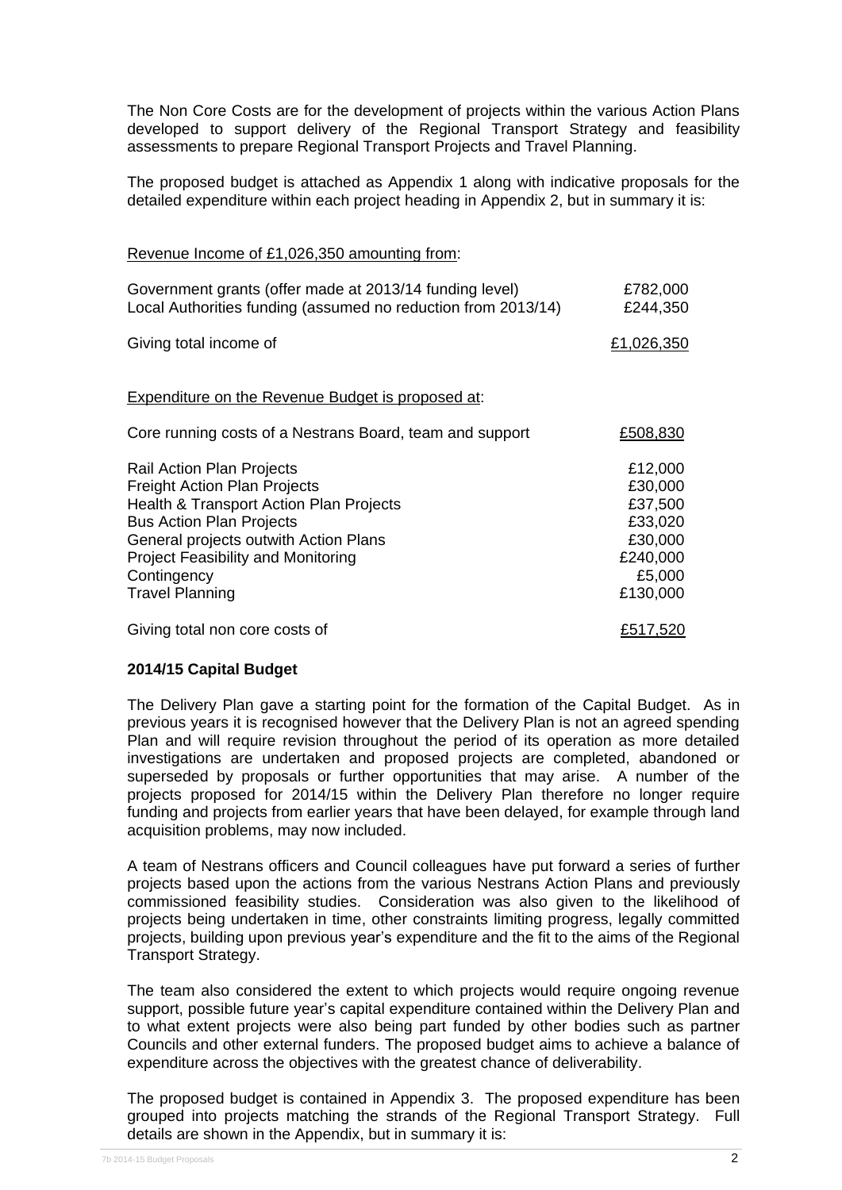The Non Core Costs are for the development of projects within the various Action Plans developed to support delivery of the Regional Transport Strategy and feasibility assessments to prepare Regional Transport Projects and Travel Planning.

The proposed budget is attached as Appendix 1 along with indicative proposals for the detailed expenditure within each project heading in Appendix 2, but in summary it is:

<u>Revenue Income of £1,026,350 amounting from</u>:

| | |
|---|---|
| Government grants (offer made at 2013/14 funding level) | £782,000 |
| Local Authorities funding (assumed no reduction from 2013/14) | £244,350 |
| Giving total income of | <u>£1,026,350</u> |

<u>Expenditure on the Revenue Budget is proposed at</u>:

| | |
|---|---|
| Core running costs of a Nestrans Board, team and support | <u>£508,830</u> |
| Rail Action Plan Projects | £12,000 |
| Freight Action Plan Projects | £30,000 |
| Health & Transport Action Plan Projects | £37,500 |
| Bus Action Plan Projects | £33,020 |
| General projects outwith Action Plans | £30,000 |
| Project Feasibility and Monitoring | £240,000 |
| Contingency | £5,000 |
| Travel Planning | £130,000 |
| Giving total non core costs of | <u>£517,520</u> |

**2014/15 Capital Budget**

The Delivery Plan gave a starting point for the formation of the Capital Budget. As in previous years it is recognised however that the Delivery Plan is not an agreed spending Plan and will require revision throughout the period of its operation as more detailed investigations are undertaken and proposed projects are completed, abandoned or superseded by proposals or further opportunities that may arise. A number of the projects proposed for 2014/15 within the Delivery Plan therefore no longer require funding and projects from earlier years that have been delayed, for example through land acquisition problems, may now included.

A team of Nestrans officers and Council colleagues have put forward a series of further projects based upon the actions from the various Nestrans Action Plans and previously commissioned feasibility studies. Consideration was also given to the likelihood of projects being undertaken in time, other constraints limiting progress, legally committed projects, building upon previous year's expenditure and the fit to the aims of the Regional Transport Strategy.

The team also considered the extent to which projects would require ongoing revenue support, possible future year's capital expenditure contained within the Delivery Plan and to what extent projects were also being part funded by other bodies such as partner Councils and other external funders. The proposed budget aims to achieve a balance of expenditure across the objectives with the greatest chance of deliverability.

The proposed budget is contained in Appendix 3. The proposed expenditure has been grouped into projects matching the strands of the Regional Transport Strategy. Full details are shown in the Appendix, but in summary it is: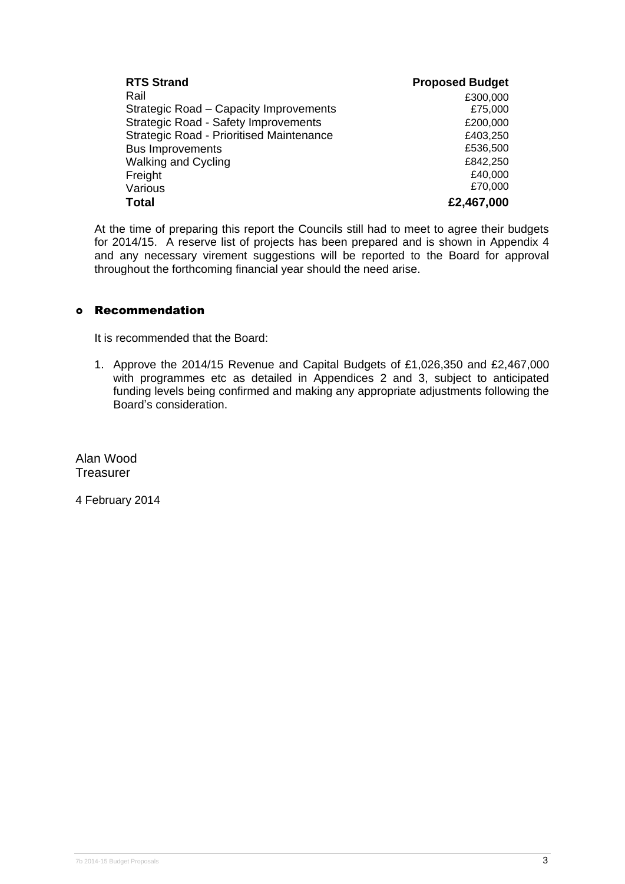| RTS Strand | Proposed Budget |
|---|---|
| Rail | £300,000 |
| Strategic Road – Capacity Improvements | £75,000 |
| Strategic Road - Safety Improvements | £200,000 |
| Strategic Road - Prioritised Maintenance | £403,250 |
| Bus Improvements | £536,500 |
| Walking and Cycling | £842,250 |
| Freight | £40,000 |
| Various | £70,000 |
| **Total** | **£2,467,000** |

At the time of preparing this report the Councils still had to meet to agree their budgets for 2014/15. A reserve list of projects has been prepared and is shown in Appendix 4 and any necessary virement suggestions will be reported to the Board for approval throughout the forthcoming financial year should the need arise.

## Recommendation

It is recommended that the Board:

1. Approve the 2014/15 Revenue and Capital Budgets of £1,026,350 and £2,467,000 with programmes etc as detailed in Appendices 2 and 3, subject to anticipated funding levels being confirmed and making any appropriate adjustments following the Board's consideration.

Alan Wood
Treasurer

4 February 2014